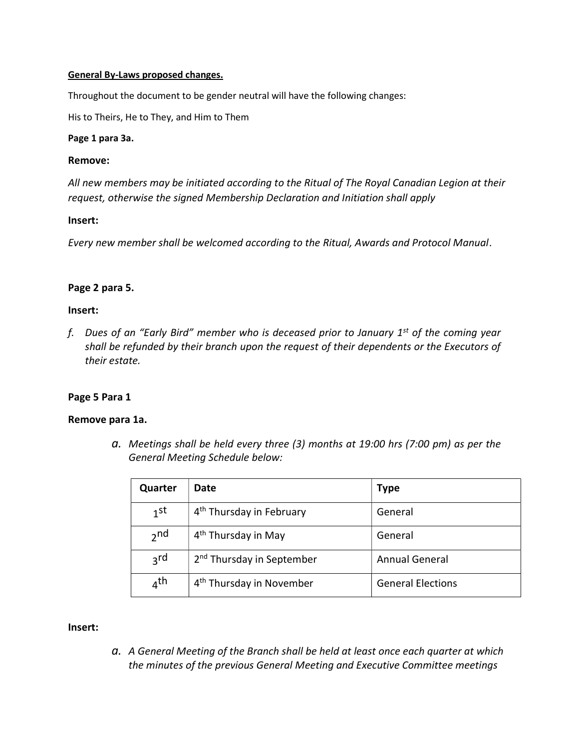**General By-Laws proposed changes.**

Throughout the document to be gender neutral will have the following changes:

His to Theirs, He to They, and Him to Them

**Page 1 para 3a.**

**Remove:**

*All new members may be initiated according to the Ritual of The Royal Canadian Legion at their request, otherwise the signed Membership Declaration and Initiation shall apply*

**Insert:**

*Every new member shall be welcomed according to the Ritual, Awards and Protocol Manual*.

**Page 2 para 5.**

**Insert:**

*f. Dues of an "Early Bird" member who is deceased prior to January 1st of the coming year shall be refunded by their branch upon the request of their dependents or the Executors of their estate.*

**Page 5 Para 1**

**Remove para 1a.**

*a. Meetings shall be held every three (3) months at 19:00 hrs (7:00 pm) as per the General Meeting Schedule below:*

| Quarter | Date | Type |
|---|---|---|
| 1st | 4th Thursday in February | General |
| 2nd | 4th Thursday in May | General |
| 3rd | 2nd Thursday in September | Annual General |
| 4th | 4th Thursday in November | General Elections |

**Insert:**

*a. A General Meeting of the Branch shall be held at least once each quarter at which the minutes of the previous General Meeting and Executive Committee meetings*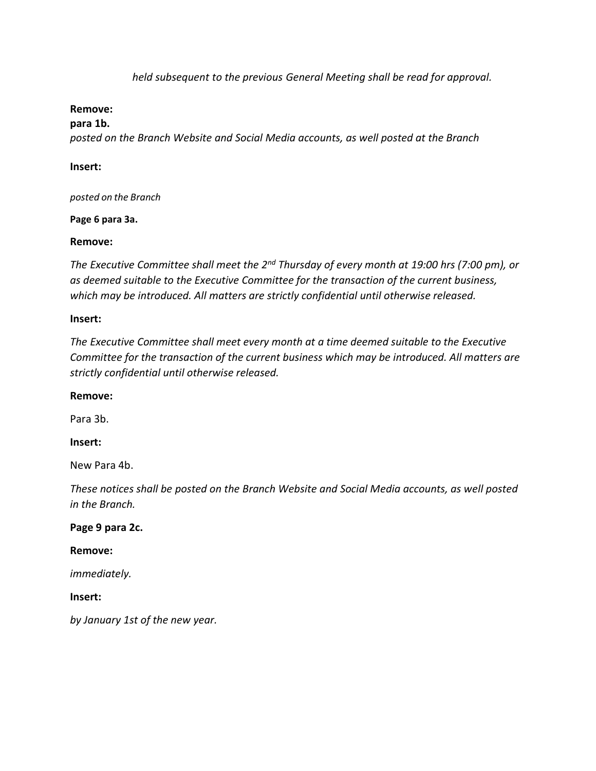*held subsequent to the previous General Meeting shall be read for approval.*

**Remove:**

**para 1b.**

*posted on the Branch Website and Social Media accounts, as well posted at the Branch*

**Insert:**

*posted on the Branch*

**Page 6 para 3a.**

**Remove:**

*The Executive Committee shall meet the 2nd Thursday of every month at 19:00 hrs (7:00 pm), or as deemed suitable to the Executive Committee for the transaction of the current business, which may be introduced. All matters are strictly confidential until otherwise released.*

**Insert:**

*The Executive Committee shall meet every month at a time deemed suitable to the Executive Committee for the transaction of the current business which may be introduced. All matters are strictly confidential until otherwise released.*

**Remove:**

Para 3b.

**Insert:**

New Para 4b.

*These notices shall be posted on the Branch Website and Social Media accounts, as well posted in the Branch.*

**Page 9 para 2c.**

**Remove:**

*immediately.*

**Insert:**

*by January 1st of the new year.*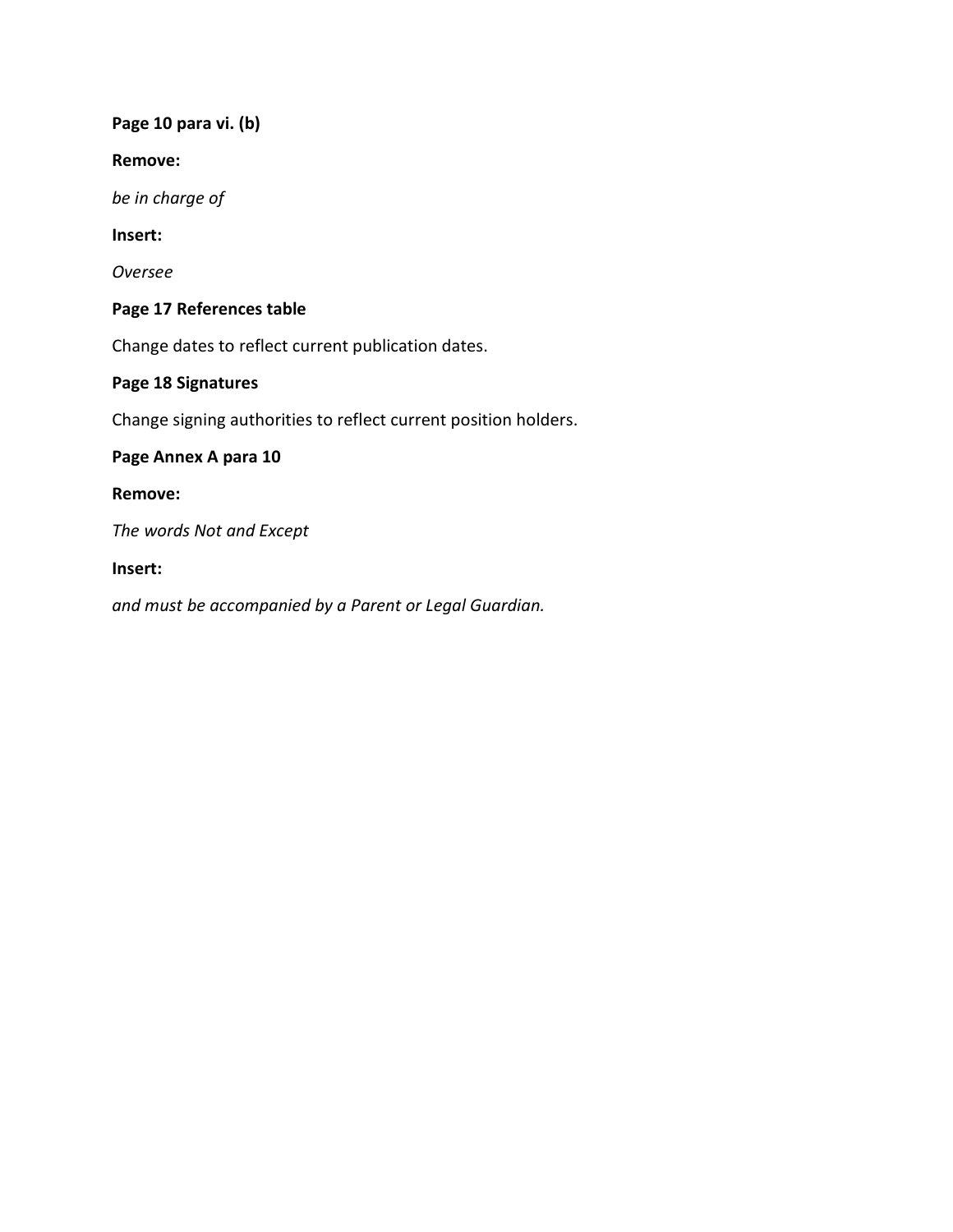**Page 10 para vi. (b)**

**Remove:**

*be in charge of*

**Insert:**

*Oversee*

**Page 17 References table**

Change dates to reflect current publication dates.

**Page 18 Signatures**

Change signing authorities to reflect current position holders.

**Page Annex A para 10**

**Remove:**

*The words Not and Except*

**Insert:**

*and must be accompanied by a Parent or Legal Guardian.*